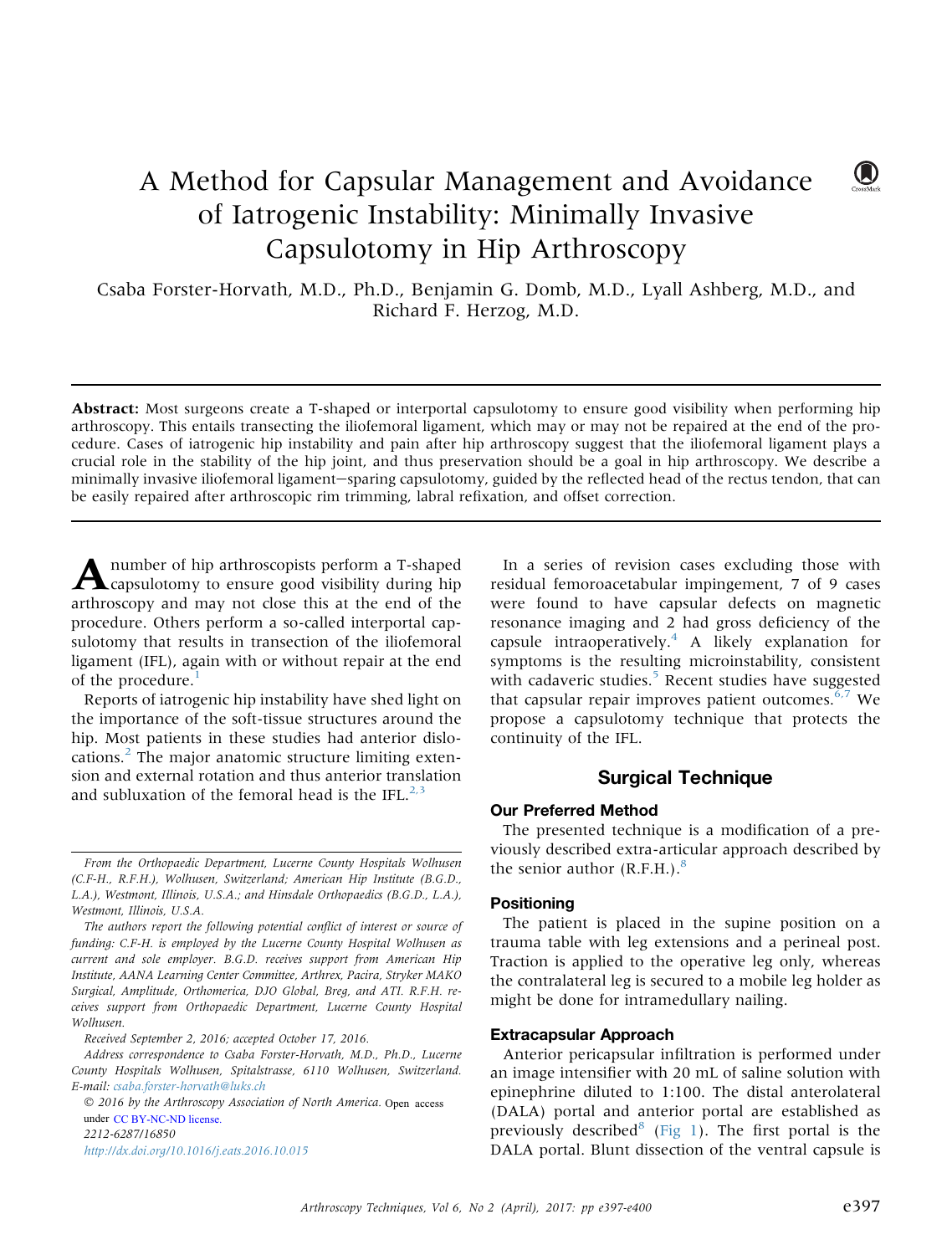# A Method for Capsular Management and Avoidance of Iatrogenic Instability: Minimally Invasive Capsulotomy in Hip Arthroscopy

Csaba Forster-Horvath, M.D., Ph.D., Benjamin G. Domb, M.D., Lyall Ashberg, M.D., and Richard F. Herzog, M.D.

**Abstract:** Most surgeons create a T-shaped or interportal capsulotomy to ensure good visibility when performing hip arthroscopy. This entails transecting the iliofemoral ligament, which may or may not be repaired at the end of the procedure. Cases of iatrogenic hip instability and pain after hip arthroscopy suggest that the iliofemoral ligament plays a crucial role in the stability of the hip joint, and thus preservation should be a goal in hip arthroscopy. We describe a minimally invasive iliofemoral ligament—sparing capsulotomy, guided by the reflected head of the rectus tendon, that can be easily repaired after arthroscopic rim trimming, labral refixation, and offset correction.

A number of hip arthroscopists perform a T-shaped capsulotomy to ensure good visibility during hip arthroscopy and may not close this at the end of the procedure. Others perform a so-called interportal capsulotomy that results in transection of the iliofemoral ligament (IFL), again with or without repair at the end of the procedure.[1]

Reports of iatrogenic hip instability have shed light on the importance of the soft-tissue structures around the hip. Most patients in these studies had anterior dislocations.[2] The major anatomic structure limiting extension and external rotation and thus anterior translation and subluxation of the femoral head is the IFL.[2,3]

In a series of revision cases excluding those with residual femoroacetabular impingement, 7 of 9 cases were found to have capsular defects on magnetic resonance imaging and 2 had gross deficiency of the capsule intraoperatively.[4] A likely explanation for symptoms is the resulting microinstability, consistent with cadaveric studies.[5] Recent studies have suggested that capsular repair improves patient outcomes.[6,7] We propose a capsulotomy technique that protects the continuity of the IFL.

## Surgical Technique

### Our Preferred Method

The presented technique is a modification of a previously described extra-articular approach described by the senior author (R.F.H.).[8]

### Positioning

The patient is placed in the supine position on a trauma table with leg extensions and a perineal post. Traction is applied to the operative leg only, whereas the contralateral leg is secured to a mobile leg holder as might be done for intramedullary nailing.

### Extracapsular Approach

Anterior pericapsular infiltration is performed under an image intensifier with 20 mL of saline solution with epinephrine diluted to 1:100. The distal anterolateral (DALA) portal and anterior portal are established as previously described[8] (Fig 1). The first portal is the DALA portal. Blunt dissection of the ventral capsule is

---

*From the Orthopaedic Department, Lucerne County Hospitals Wolhusen (C.F-H., R.F.H.), Wolhusen, Switzerland; American Hip Institute (B.G.D., L.A.), Westmont, Illinois, U.S.A.; and Hinsdale Orthopaedics (B.G.D., L.A.), Westmont, Illinois, U.S.A.*

*The authors report the following potential conflict of interest or source of funding: C.F-H. is employed by the Lucerne County Hospital Wolhusen as current and sole employer. B.G.D. receives support from American Hip Institute, AANA Learning Center Committee, Arthrex, Pacira, Stryker MAKO Surgical, Amplitude, Orthomerica, DJO Global, Breg, and ATI. R.F.H. receives support from Orthopaedic Department, Lucerne County Hospital Wolhusen.*

*Received September 2, 2016; accepted October 17, 2016.*

*Address correspondence to Csaba Forster-Horvath, M.D., Ph.D., Lucerne County Hospitals Wolhusen, Spitalstrasse, 6110 Wolhusen, Switzerland. E-mail: csaba.forster-horvath@luks.ch*

© 2016 by the Arthroscopy Association of North America. Open access under CC BY-NC-ND license.

2212-6287/16850

http://dx.doi.org/10.1016/j.eats.2016.10.015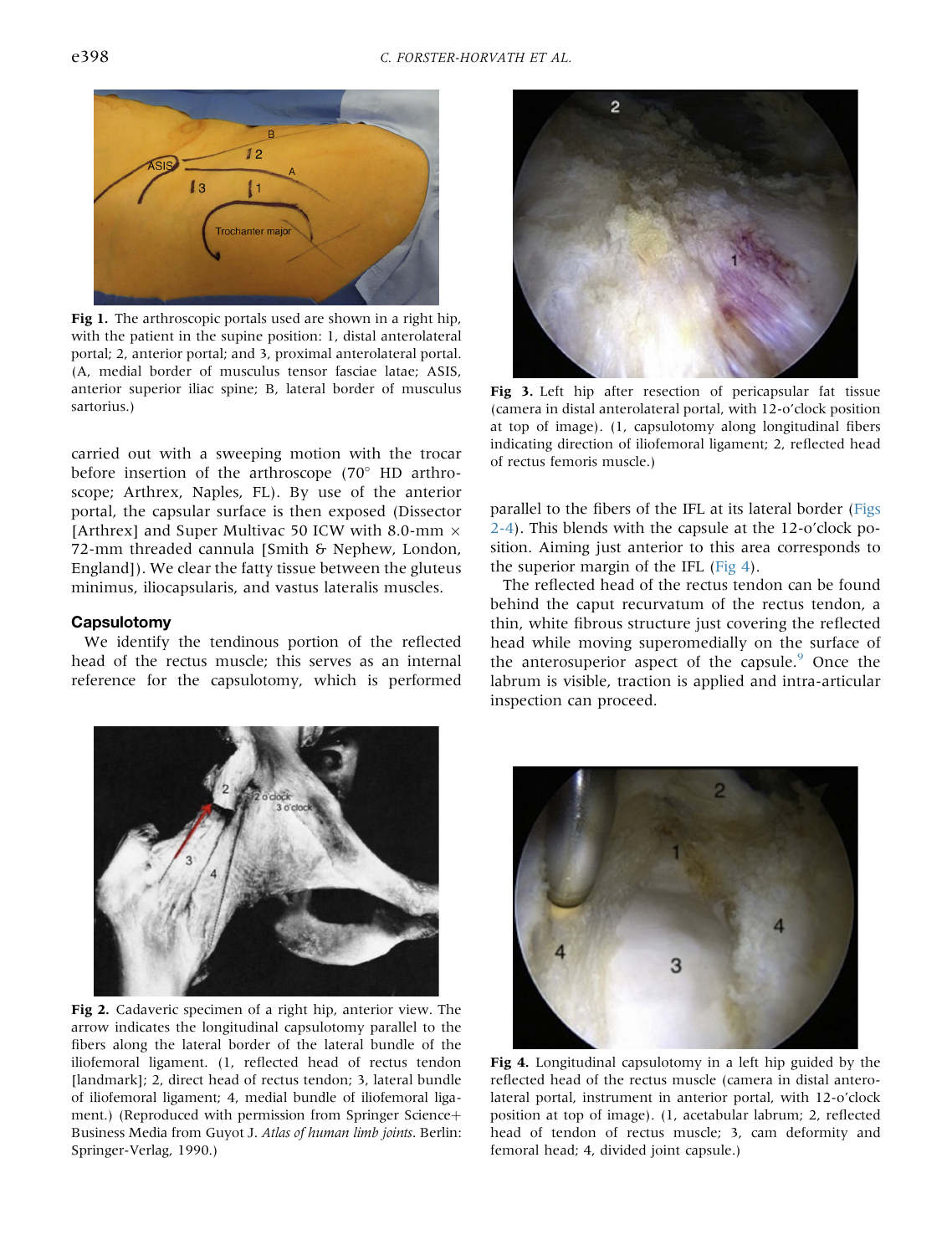Fig 1. The arthroscopic portals used are shown in a right hip, with the patient in the supine position: 1, distal anterolateral portal; 2, anterior portal; and 3, proximal anterolateral portal. (A, medial border of musculus tensor fasciae latae; ASIS, anterior superior iliac spine; B, lateral border of musculus sartorius.)

carried out with a sweeping motion with the trocar before insertion of the arthroscope (70° HD arthroscope; Arthrex, Naples, FL). By use of the anterior portal, the capsular surface is then exposed (Dissector [Arthrex] and Super Multivac 50 ICW with 8.0-mm × 72-mm threaded cannula [Smith & Nephew, London, England]). We clear the fatty tissue between the gluteus minimus, iliocapsularis, and vastus lateralis muscles.

## Capsulotomy

We identify the tendinous portion of the reflected head of the rectus muscle; this serves as an internal reference for the capsulotomy, which is performed parallel to the fibers of the IFL at its lateral border (Figs 2-4). This blends with the capsule at the 12-o'clock position. Aiming just anterior to this area corresponds to the superior margin of the IFL (Fig 4).

The reflected head of the rectus tendon can be found behind the caput recurvatum of the rectus tendon, a thin, white fibrous structure just covering the reflected head while moving superomedially on the surface of the anterosuperior aspect of the capsule.[9] Once the labrum is visible, traction is applied and intra-articular inspection can proceed.

Fig 2. Cadaveric specimen of a right hip, anterior view. The arrow indicates the longitudinal capsulotomy parallel to the fibers along the lateral border of the lateral bundle of the iliofemoral ligament. (1, reflected head of rectus tendon [landmark]; 2, direct head of rectus tendon; 3, lateral bundle of iliofemoral ligament; 4, medial bundle of iliofemoral ligament.) (Reproduced with permission from Springer Science+ Business Media from Guyot J. *Atlas of human limb joints*. Berlin: Springer-Verlag, 1990.)

Fig 3. Left hip after resection of pericapsular fat tissue (camera in distal anterolateral portal, with 12-o'clock position at top of image). (1, capsulotomy along longitudinal fibers indicating direction of iliofemoral ligament; 2, reflected head of rectus femoris muscle.)

Fig 4. Longitudinal capsulotomy in a left hip guided by the reflected head of the rectus muscle (camera in distal anterolateral portal, instrument in anterior portal, with 12-o'clock position at top of image). (1, acetabular labrum; 2, reflected head of tendon of rectus muscle; 3, cam deformity and femoral head; 4, divided joint capsule.)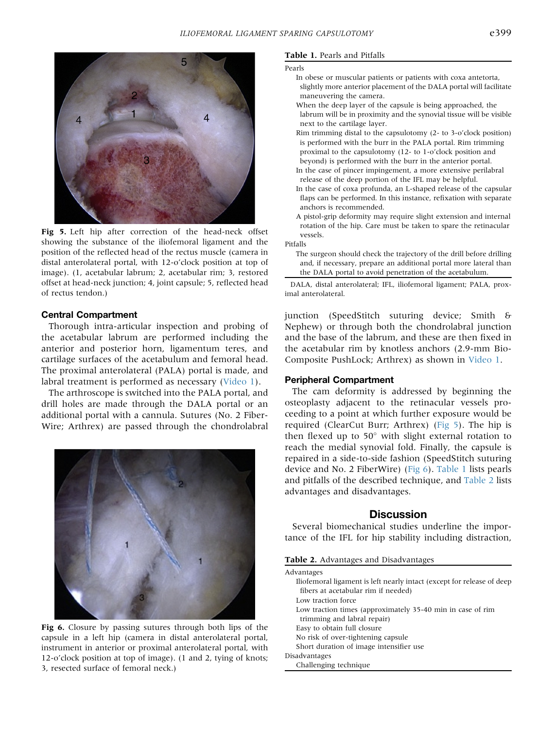Fig 5. Left hip after correction of the head-neck offset showing the substance of the iliofemoral ligament and the position of the reflected head of the rectus muscle (camera in distal anterolateral portal, with 12-o'clock position at top of image). (1, acetabular labrum; 2, acetabular rim; 3, restored offset at head-neck junction; 4, joint capsule; 5, reflected head of rectus tendon.)

### Central Compartment

Thorough intra-articular inspection and probing of the acetabular labrum are performed including the anterior and posterior horn, ligamentum teres, and cartilage surfaces of the acetabulum and femoral head. The proximal anterolateral (PALA) portal is made, and labral treatment is performed as necessary (Video 1).

The arthroscope is switched into the PALA portal, and drill holes are made through the DALA portal or an additional portal with a cannula. Sutures (No. 2 FiberWire; Arthrex) are passed through the chondrolabral junction (SpeedStitch suturing device; Smith & Nephew) or through both the chondrolabral junction and the base of the labrum, and these are then fixed in the acetabular rim by knotless anchors (2.9-mm Bio-Composite PushLock; Arthrex) as shown in Video 1.

Fig 6. Closure by passing sutures through both lips of the capsule in a left hip (camera in distal anterolateral portal, instrument in anterior or proximal anterolateral portal, with 12-o'clock position at top of image). (1 and 2, tying of knots; 3, resected surface of femoral neck.)

**Table 1.** Pearls and Pitfalls

| |
|---|
| **Pearls** |
| In obese or muscular patients or patients with coxa antetorta, slightly more anterior placement of the DALA portal will facilitate maneuvering the camera. |
| When the deep layer of the capsule is being approached, the labrum will be in proximity and the synovial tissue will be visible next to the cartilage layer. |
| Rim trimming distal to the capsulotomy (2- to 3-o'clock position) is performed with the burr in the PALA portal. Rim trimming proximal to the capsulotomy (12- to 1-o'clock position and beyond) is performed with the burr in the anterior portal. |
| In the case of pincer impingement, a more extensive perilabral release of the deep portion of the IFL may be helpful. |
| In the case of coxa profunda, an L-shaped release of the capsular flaps can be performed. In this instance, refixation with separate anchors is recommended. |
| A pistol-grip deformity may require slight extension and internal rotation of the hip. Care must be taken to spare the retinacular vessels. |
| **Pitfalls** |
| The surgeon should check the trajectory of the drill before drilling and, if necessary, prepare an additional portal more lateral than the DALA portal to avoid penetration of the acetabulum. |

DALA, distal anterolateral; IFL, iliofemoral ligament; PALA, proximal anterolateral.

### Peripheral Compartment

The cam deformity is addressed by beginning the osteoplasty adjacent to the retinacular vessels proceeding to a point at which further exposure would be required (ClearCut Burr; Arthrex) (Fig 5). The hip is then flexed up to 50° with slight external rotation to reach the medial synovial fold. Finally, the capsule is repaired in a side-to-side fashion (SpeedStitch suturing device and No. 2 FiberWire) (Fig 6). Table 1 lists pearls and pitfalls of the described technique, and Table 2 lists advantages and disadvantages.

## Discussion

Several biomechanical studies underline the importance of the IFL for hip stability including distraction,

**Table 2.** Advantages and Disadvantages

| |
|---|
| **Advantages** |
| Iliofemoral ligament is left nearly intact (except for release of deep fibers at acetabular rim if needed) |
| Low traction force |
| Low traction times (approximately 35-40 min in case of rim trimming and labral repair) |
| Easy to obtain full closure |
| No risk of over-tightening capsule |
| Short duration of image intensifier use |
| **Disadvantages** |
| Challenging technique |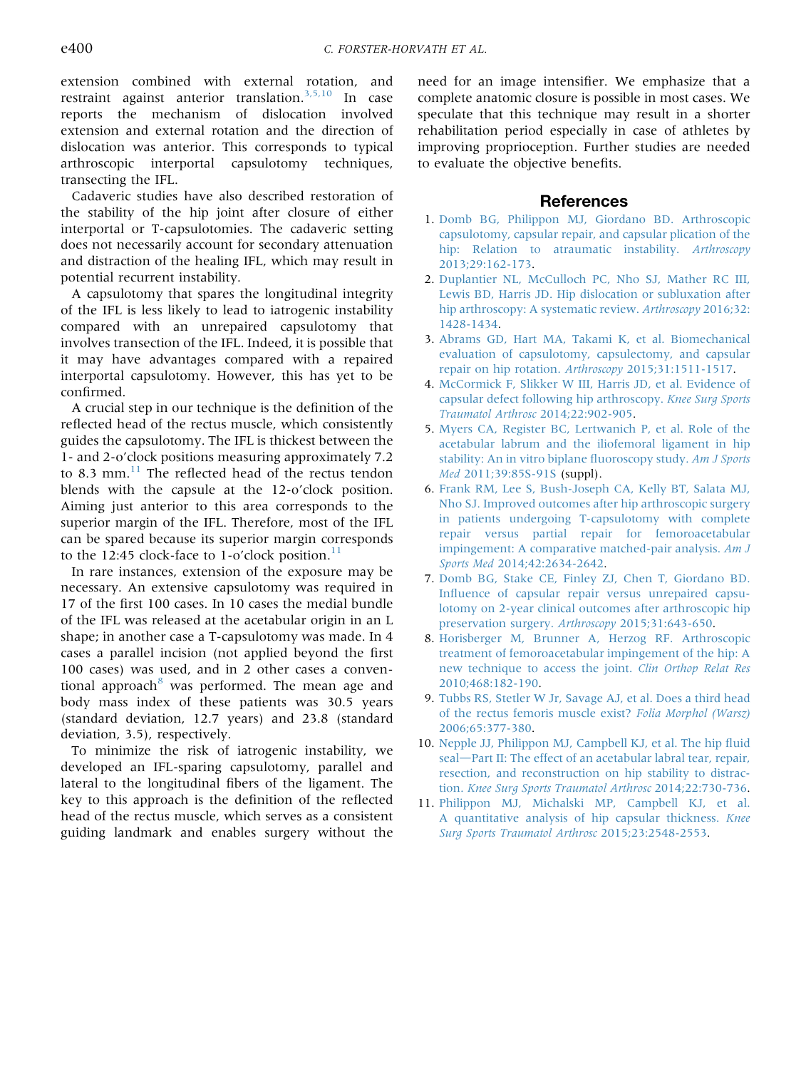extension combined with external rotation, and restraint against anterior translation.[3,5,10] In case reports the mechanism of dislocation involved extension and external rotation and the direction of dislocation was anterior. This corresponds to typical arthroscopic interportal capsulotomy techniques, transecting the IFL.

Cadaveric studies have also described restoration of the stability of the hip joint after closure of either interportal or T-capsulotomies. The cadaveric setting does not necessarily account for secondary attenuation and distraction of the healing IFL, which may result in potential recurrent instability.

A capsulotomy that spares the longitudinal integrity of the IFL is less likely to lead to iatrogenic instability compared with an unrepaired capsulotomy that involves transection of the IFL. Indeed, it is possible that it may have advantages compared with a repaired interportal capsulotomy. However, this has yet to be confirmed.

A crucial step in our technique is the definition of the reflected head of the rectus muscle, which consistently guides the capsulotomy. The IFL is thickest between the 1- and 2-o'clock positions measuring approximately 7.2 to 8.3 mm.[11] The reflected head of the rectus tendon blends with the capsule at the 12-o'clock position. Aiming just anterior to this area corresponds to the superior margin of the IFL. Therefore, most of the IFL can be spared because its superior margin corresponds to the 12:45 clock-face to 1-o'clock position.[11]

In rare instances, extension of the exposure may be necessary. An extensive capsulotomy was required in 17 of the first 100 cases. In 10 cases the medial bundle of the IFL was released at the acetabular origin in an L shape; in another case a T-capsulotomy was made. In 4 cases a parallel incision (not applied beyond the first 100 cases) was used, and in 2 other cases a conventional approach[8] was performed. The mean age and body mass index of these patients was 30.5 years (standard deviation, 12.7 years) and 23.8 (standard deviation, 3.5), respectively.

To minimize the risk of iatrogenic instability, we developed an IFL-sparing capsulotomy, parallel and lateral to the longitudinal fibers of the ligament. The key to this approach is the definition of the reflected head of the rectus muscle, which serves as a consistent guiding landmark and enables surgery without the need for an image intensifier. We emphasize that a complete anatomic closure is possible in most cases. We speculate that this technique may result in a shorter rehabilitation period especially in case of athletes by improving proprioception. Further studies are needed to evaluate the objective benefits.

## References

1. Domb BG, Philippon MJ, Giordano BD. Arthroscopic capsulotomy, capsular repair, and capsular plication of the hip: Relation to atraumatic instability. *Arthroscopy* 2013;29:162-173.
2. Duplantier NL, McCulloch PC, Nho SJ, Mather RC III, Lewis BD, Harris JD. Hip dislocation or subluxation after hip arthroscopy: A systematic review. *Arthroscopy* 2016;32:1428-1434.
3. Abrams GD, Hart MA, Takami K, et al. Biomechanical evaluation of capsulotomy, capsulectomy, and capsular repair on hip rotation. *Arthroscopy* 2015;31:1511-1517.
4. McCormick F, Slikker W III, Harris JD, et al. Evidence of capsular defect following hip arthroscopy. *Knee Surg Sports Traumatol Arthrosc* 2014;22:902-905.
5. Myers CA, Register BC, Lertwanich P, et al. Role of the acetabular labrum and the iliofemoral ligament in hip stability: An in vitro biplane fluoroscopy study. *Am J Sports Med* 2011;39:85S-91S (suppl).
6. Frank RM, Lee S, Bush-Joseph CA, Kelly BT, Salata MJ, Nho SJ. Improved outcomes after hip arthroscopic surgery in patients undergoing T-capsulotomy with complete repair versus partial repair for femoroacetabular impingement: A comparative matched-pair analysis. *Am J Sports Med* 2014;42:2634-2642.
7. Domb BG, Stake CE, Finley ZJ, Chen T, Giordano BD. Influence of capsular repair versus unrepaired capsulotomy on 2-year clinical outcomes after arthroscopic hip preservation surgery. *Arthroscopy* 2015;31:643-650.
8. Horisberger M, Brunner A, Herzog RF. Arthroscopic treatment of femoroacetabular impingement of the hip: A new technique to access the joint. *Clin Orthop Relat Res* 2010;468:182-190.
9. Tubbs RS, Stetler W Jr, Savage AJ, et al. Does a third head of the rectus femoris muscle exist? *Folia Morphol (Warsz)* 2006;65:377-380.
10. Nepple JJ, Philippon MJ, Campbell KJ, et al. The hip fluid seal—Part II: The effect of an acetabular labral tear, repair, resection, and reconstruction on hip stability to distraction. *Knee Surg Sports Traumatol Arthrosc* 2014;22:730-736.
11. Philippon MJ, Michalski MP, Campbell KJ, et al. A quantitative analysis of hip capsular thickness. *Knee Surg Sports Traumatol Arthrosc* 2015;23:2548-2553.